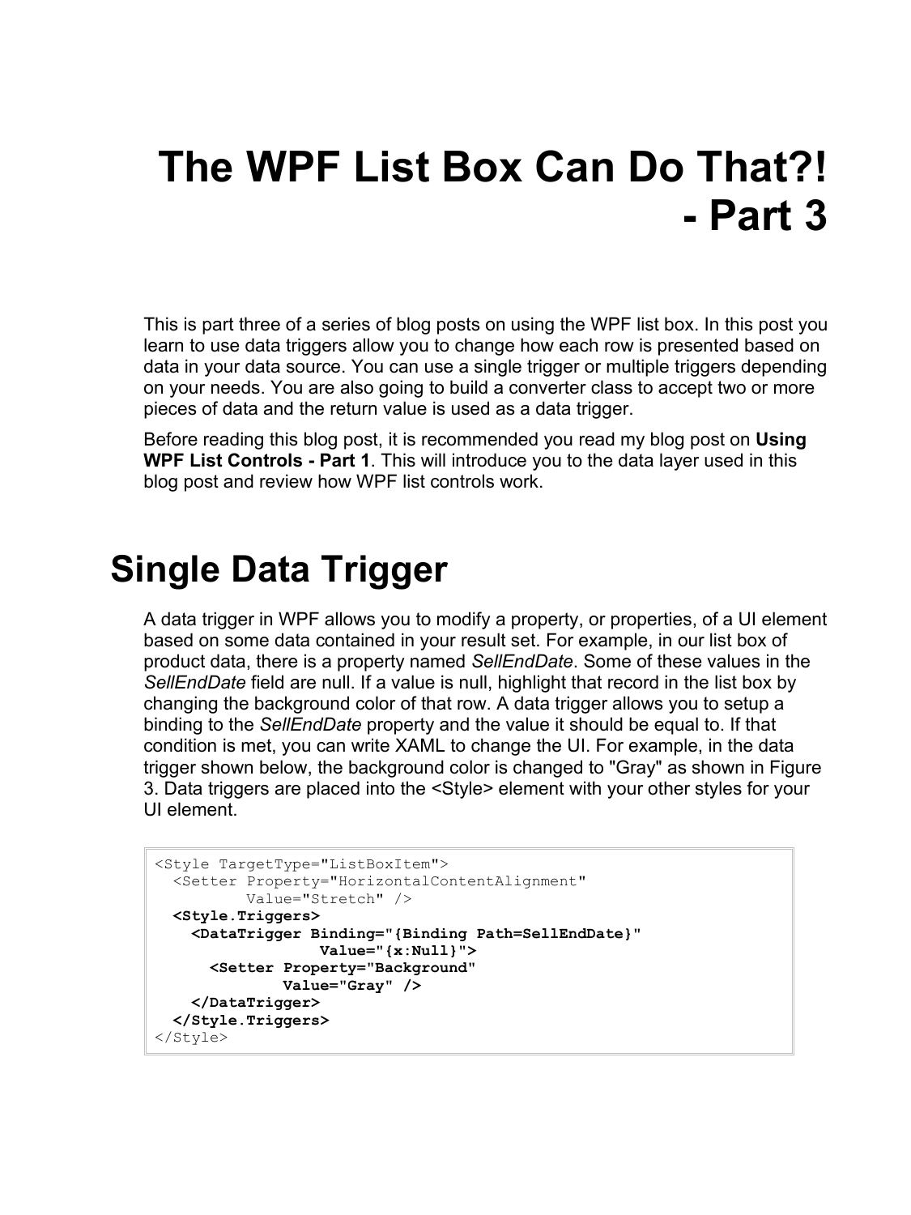# The WPF List Box Can Do That?! - Part 3

This is part three of a series of blog posts on using the WPF list box. In this post you learn to use data triggers allow you to change how each row is presented based on data in your data source. You can use a single trigger or multiple triggers depending on your needs. You are also going to build a converter class to accept two or more pieces of data and the return value is used as a data trigger.

Before reading this blog post, it is recommended you read my blog post on **Using WPF List Controls - Part 1**. This will introduce you to the data layer used in this blog post and review how WPF list controls work.

## Single Data Trigger

A data trigger in WPF allows you to modify a property, or properties, of a UI element based on some data contained in your result set. For example, in our list box of product data, there is a property named *SellEndDate*. Some of these values in the *SellEndDate* field are null. If a value is null, highlight that record in the list box by changing the background color of that row. A data trigger allows you to setup a binding to the *SellEndDate* property and the value it should be equal to. If that condition is met, you can write XAML to change the UI. For example, in the data trigger shown below, the background color is changed to "Gray" as shown in Figure 3. Data triggers are placed into the <Style> element with your other styles for your UI element.

```
<Style TargetType="ListBoxItem">
  <Setter Property="HorizontalContentAlignment"
          Value="Stretch" />
  <Style.Triggers>
    <DataTrigger Binding="{Binding Path=SellEndDate}"
                 Value="{x:Null}">
      <Setter Property="Background"
              Value="Gray" />
    </DataTrigger>
  </Style.Triggers>
</Style>
```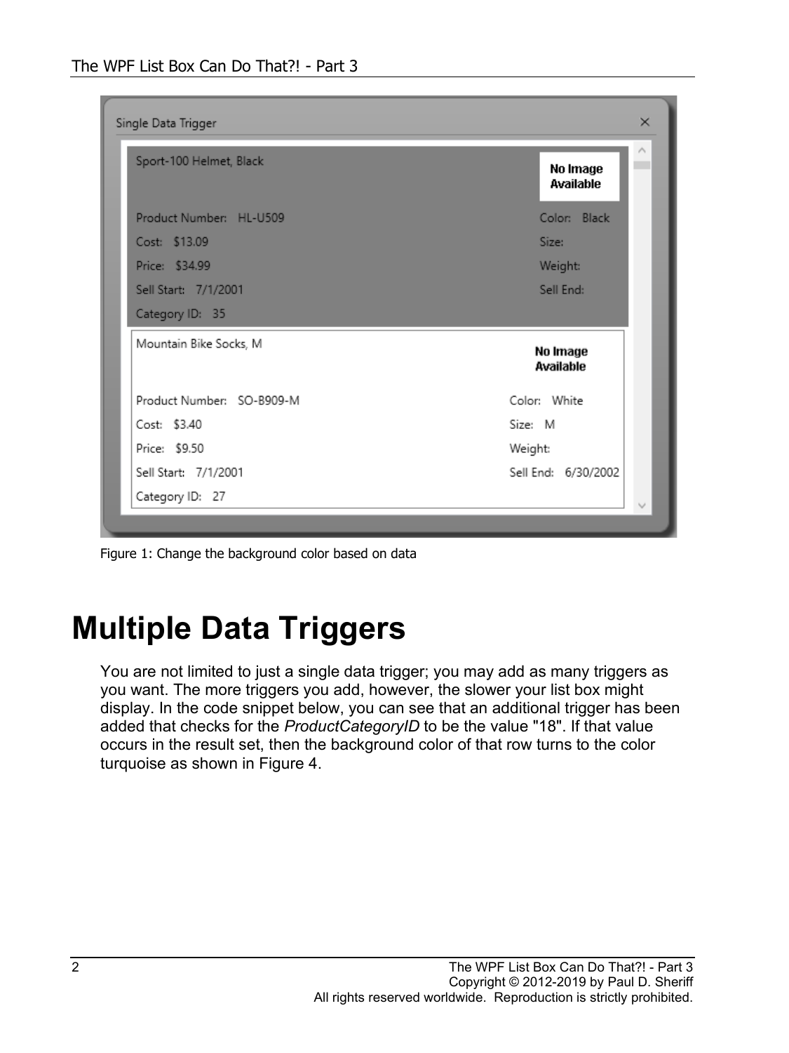Figure 1: Change the background color based on data

# Multiple Data Triggers

You are not limited to just a single data trigger; you may add as many triggers as you want. The more triggers you add, however, the slower your list box might display. In the code snippet below, you can see that an additional trigger has been added that checks for the *ProductCategoryID* to be the value "18". If that value occurs in the result set, then the background color of that row turns to the color turquoise as shown in Figure 4.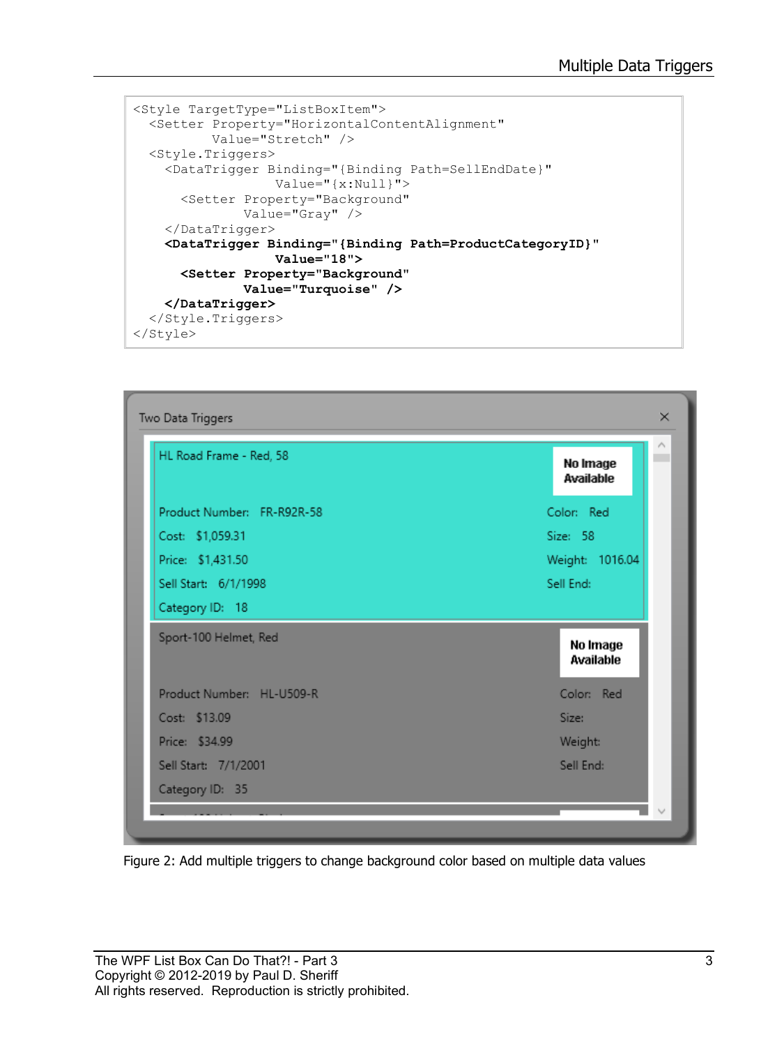```
<Style TargetType="ListBoxItem">
  <Setter Property="HorizontalContentAlignment"
          Value="Stretch" />
  <Style.Triggers>
    <DataTrigger Binding="{Binding Path=SellEndDate}"
                 Value="{x:Null}">
      <Setter Property="Background"
              Value="Gray" />
    </DataTrigger>
    <DataTrigger Binding="{Binding Path=ProductCategoryID}"
                 Value="18">
      <Setter Property="Background"
              Value="Turquoise" />
    </DataTrigger>
  </Style.Triggers>
</Style>
```

Figure 2: Add multiple triggers to change background color based on multiple data values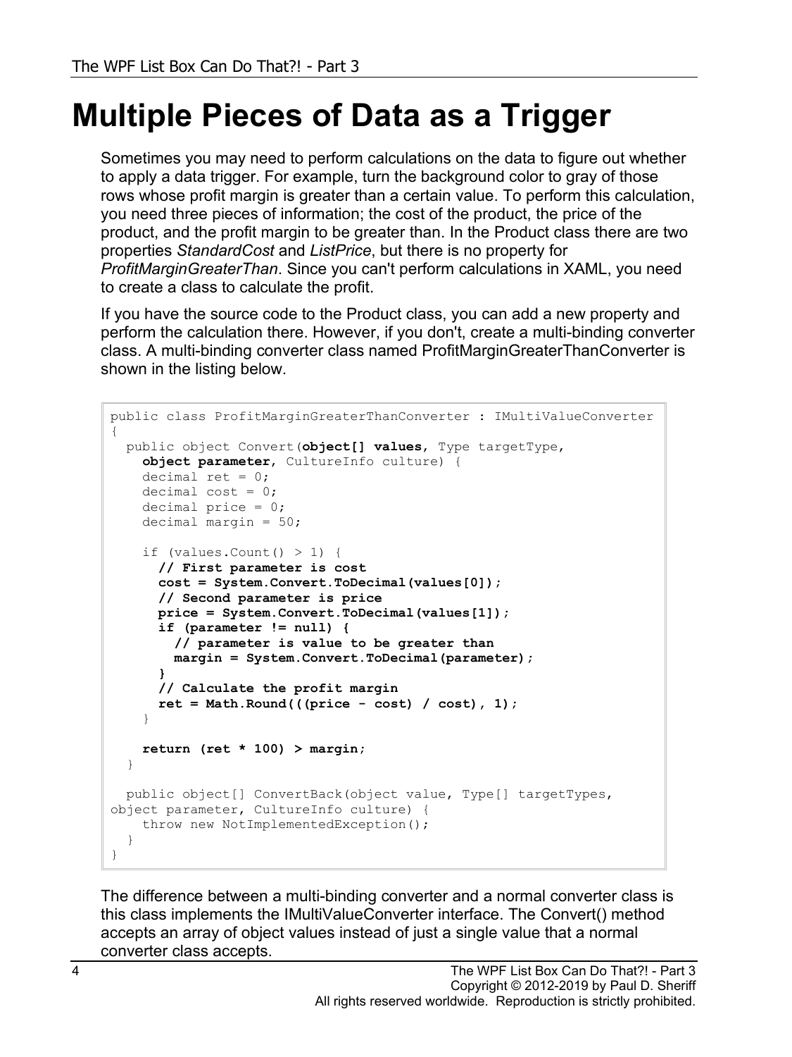# Multiple Pieces of Data as a Trigger

Sometimes you may need to perform calculations on the data to figure out whether to apply a data trigger. For example, turn the background color to gray of those rows whose profit margin is greater than a certain value. To perform this calculation, you need three pieces of information; the cost of the product, the price of the product, and the profit margin to be greater than. In the Product class there are two properties *StandardCost* and *ListPrice*, but there is no property for *ProfitMarginGreaterThan*. Since you can't perform calculations in XAML, you need to create a class to calculate the profit.

If you have the source code to the Product class, you can add a new property and perform the calculation there. However, if you don't, create a multi-binding converter class. A multi-binding converter class named ProfitMarginGreaterThanConverter is shown in the listing below.

```
public class ProfitMarginGreaterThanConverter : IMultiValueConverter
{
  public object Convert(object[] values, Type targetType,
    object parameter, CultureInfo culture) {
    decimal ret = 0;
    decimal cost = 0;
    decimal price = 0;
    decimal margin = 50;

    if (values.Count() > 1) {
      // First parameter is cost
      cost = System.Convert.ToDecimal(values[0]);
      // Second parameter is price
      price = System.Convert.ToDecimal(values[1]);
      if (parameter != null) {
        // parameter is value to be greater than
        margin = System.Convert.ToDecimal(parameter);
      }
      // Calculate the profit margin
      ret = Math.Round(((price - cost) / cost), 1);
    }

    return (ret * 100) > margin;
  }

  public object[] ConvertBack(object value, Type[] targetTypes,
object parameter, CultureInfo culture) {
    throw new NotImplementedException();
  }
}
```

The difference between a multi-binding converter and a normal converter class is this class implements the IMultiValueConverter interface. The Convert() method accepts an array of object values instead of just a single value that a normal converter class accepts.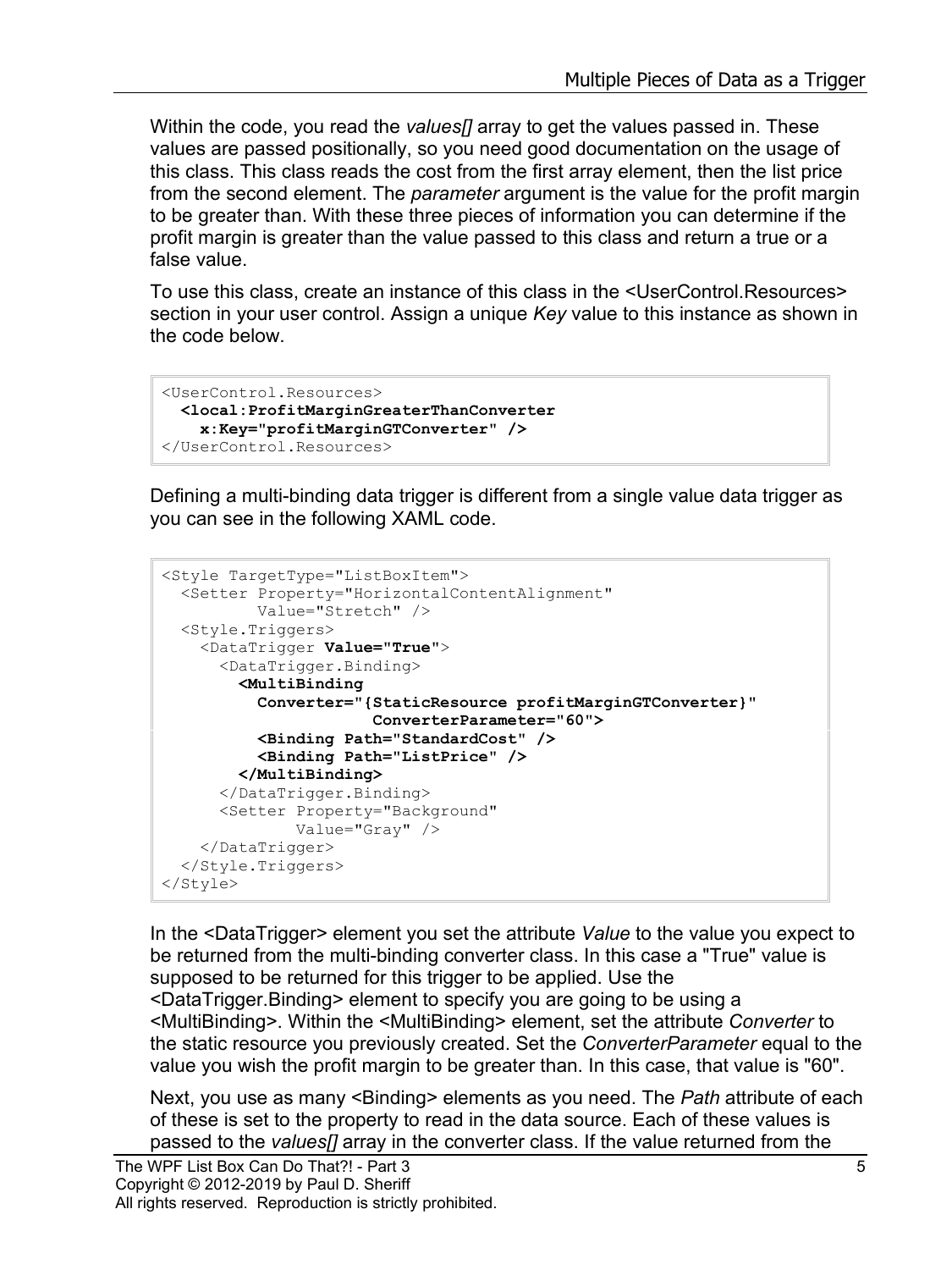Within the code, you read the *values[]* array to get the values passed in. These values are passed positionally, so you need good documentation on the usage of this class. This class reads the cost from the first array element, then the list price from the second element. The *parameter* argument is the value for the profit margin to be greater than. With these three pieces of information you can determine if the profit margin is greater than the value passed to this class and return a true or a false value.

To use this class, create an instance of this class in the <UserControl.Resources> section in your user control. Assign a unique *Key* value to this instance as shown in the code below.

```
<UserControl.Resources>
  <local:ProfitMarginGreaterThanConverter
    x:Key="profitMarginGTConverter" />
</UserControl.Resources>
```

Defining a multi-binding data trigger is different from a single value data trigger as you can see in the following XAML code.

```
<Style TargetType="ListBoxItem">
  <Setter Property="HorizontalContentAlignment"
          Value="Stretch" />
  <Style.Triggers>
    <DataTrigger Value="True">
      <DataTrigger.Binding>
        <MultiBinding
          Converter="{StaticResource profitMarginGTConverter}"
                        ConverterParameter="60">
          <Binding Path="StandardCost" />
          <Binding Path="ListPrice" />
        </MultiBinding>
      </DataTrigger.Binding>
      <Setter Property="Background"
              Value="Gray" />
    </DataTrigger>
  </Style.Triggers>
</Style>
```

In the <DataTrigger> element you set the attribute *Value* to the value you expect to be returned from the multi-binding converter class. In this case a "True" value is supposed to be returned for this trigger to be applied. Use the <DataTrigger.Binding> element to specify you are going to be using a <MultiBinding>. Within the <MultiBinding> element, set the attribute *Converter* to the static resource you previously created. Set the *ConverterParameter* equal to the value you wish the profit margin to be greater than. In this case, that value is "60".

Next, you use as many <Binding> elements as you need. The *Path* attribute of each of these is set to the property to read in the data source. Each of these values is passed to the *values[]* array in the converter class. If the value returned from the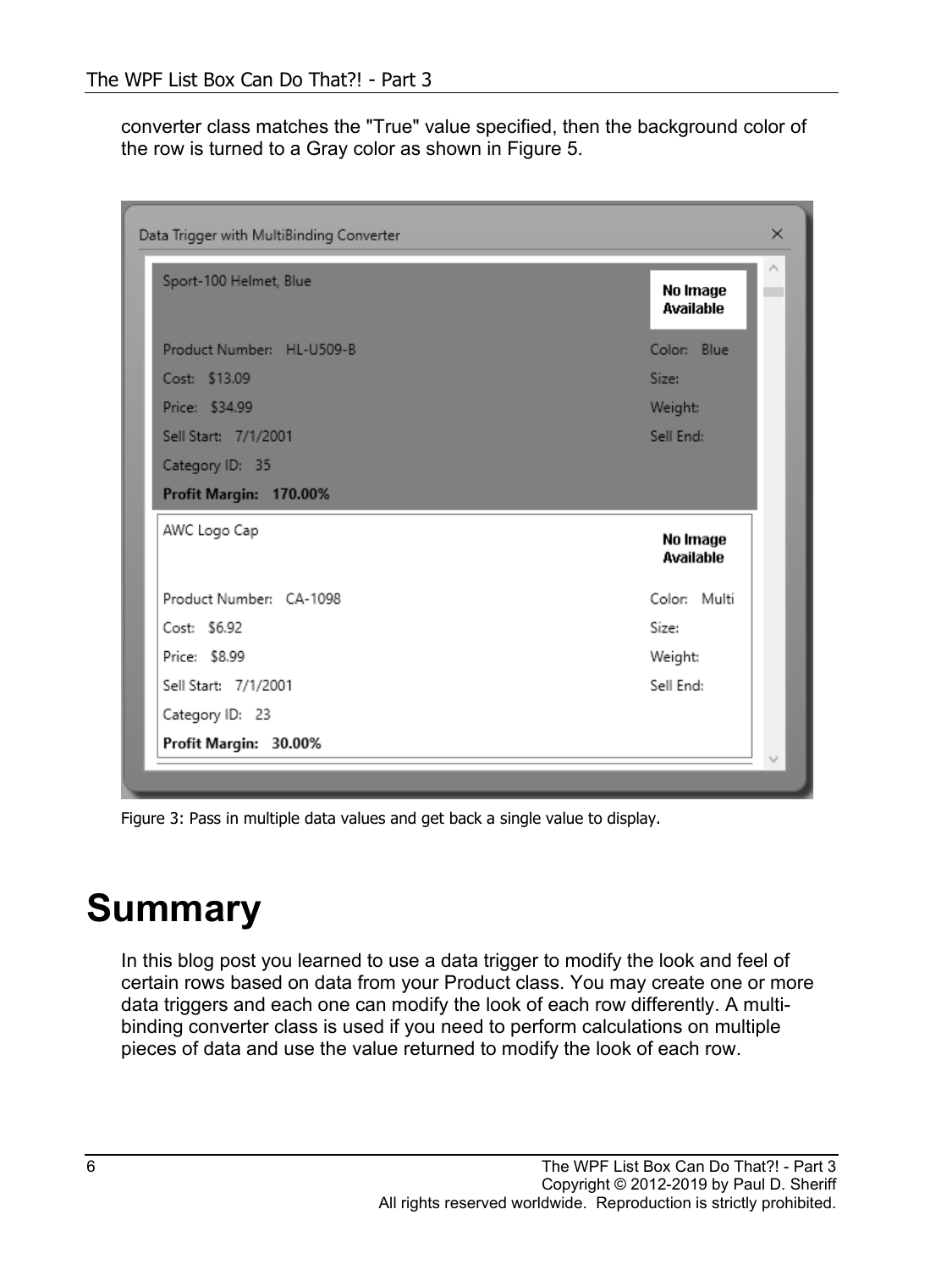converter class matches the "True" value specified, then the background color of the row is turned to a Gray color as shown in Figure 5.

Figure 3: Pass in multiple data values and get back a single value to display.

# Summary

In this blog post you learned to use a data trigger to modify the look and feel of certain rows based on data from your Product class. You may create one or more data triggers and each one can modify the look of each row differently. A multi-binding converter class is used if you need to perform calculations on multiple pieces of data and use the value returned to modify the look of each row.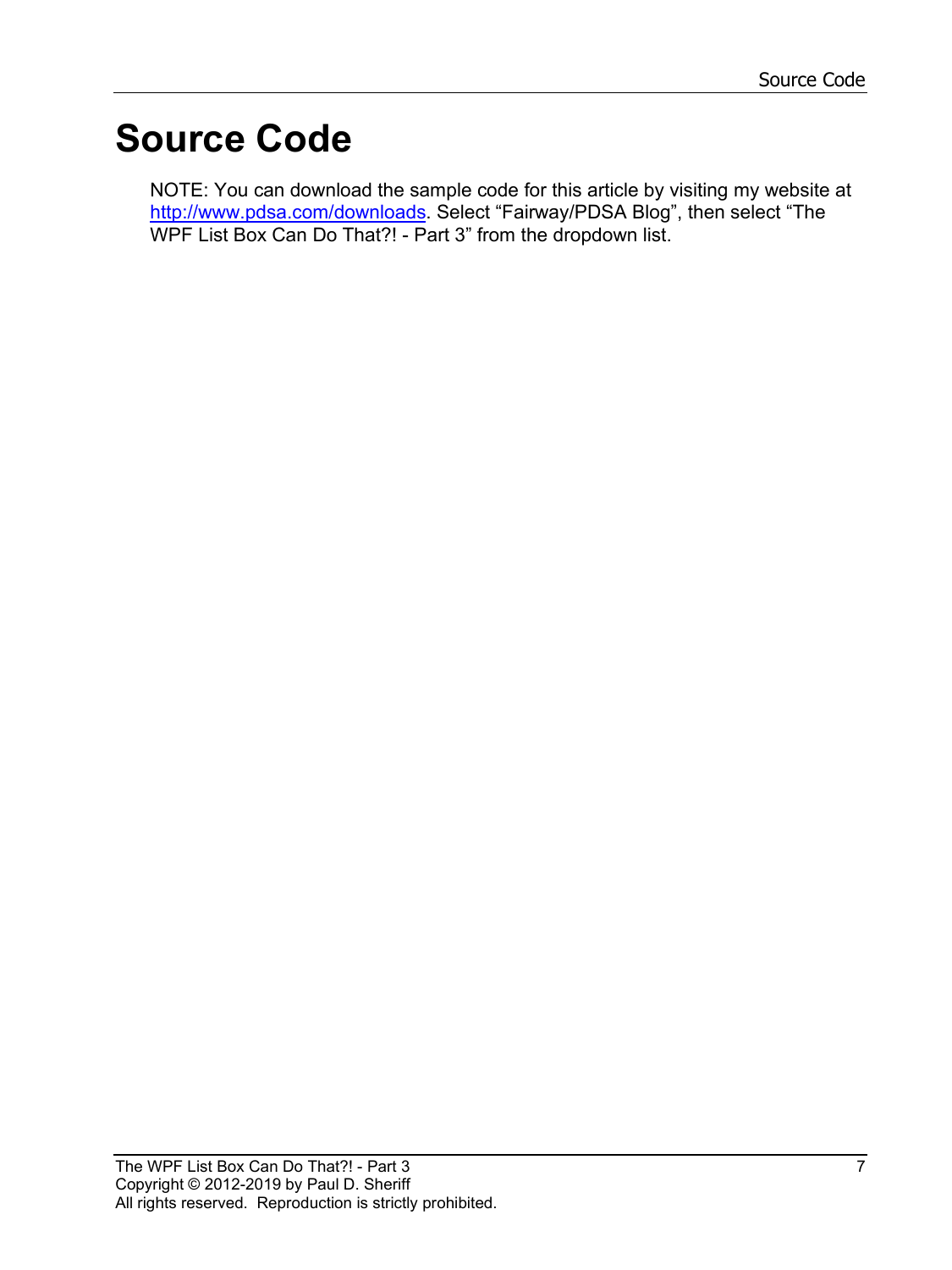# Source Code

NOTE: You can download the sample code for this article by visiting my website at http://www.pdsa.com/downloads. Select “Fairway/PDSA Blog”, then select “The WPF List Box Can Do That?! - Part 3” from the dropdown list.